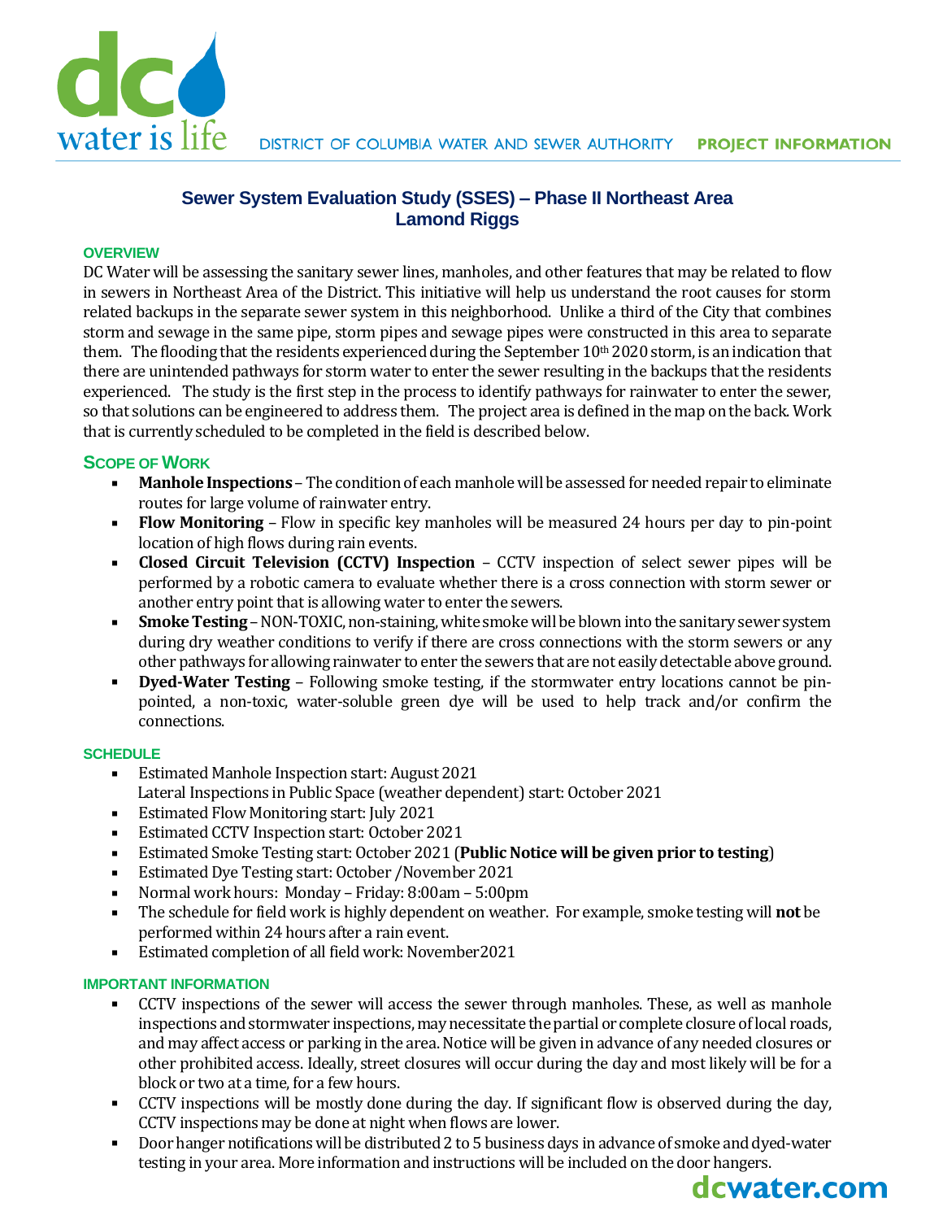DISTRICT OF COLUMBIA WATER AND SEWER AUTHORITY **PROJECT INFORMATION**

# Sewer System Evaluation Study (SSES) – Phase II Northeast Area
# Lamond Riggs

## OVERVIEW

DC Water will be assessing the sanitary sewer lines, manholes, and other features that may be related to flow in sewers in Northeast Area of the District. This initiative will help us understand the root causes for storm related backups in the separate sewer system in this neighborhood. Unlike a third of the City that combines storm and sewage in the same pipe, storm pipes and sewage pipes were constructed in this area to separate them. The flooding that the residents experienced during the September 10th 2020 storm, is an indication that there are unintended pathways for storm water to enter the sewer resulting in the backups that the residents experienced. The study is the first step in the process to identify pathways for rainwater to enter the sewer, so that solutions can be engineered to address them. The project area is defined in the map on the back. Work that is currently scheduled to be completed in the field is described below.

## SCOPE OF WORK

- **Manhole Inspections** – The condition of each manhole will be assessed for needed repair to eliminate routes for large volume of rainwater entry.
- **Flow Monitoring** – Flow in specific key manholes will be measured 24 hours per day to pin-point location of high flows during rain events.
- **Closed Circuit Television (CCTV) Inspection** – CCTV inspection of select sewer pipes will be performed by a robotic camera to evaluate whether there is a cross connection with storm sewer or another entry point that is allowing water to enter the sewers.
- **Smoke Testing** – NON-TOXIC, non-staining, white smoke will be blown into the sanitary sewer system during dry weather conditions to verify if there are cross connections with the storm sewers or any other pathways for allowing rainwater to enter the sewers that are not easily detectable above ground.
- **Dyed-Water Testing** – Following smoke testing, if the stormwater entry locations cannot be pin-pointed, a non-toxic, water-soluble green dye will be used to help track and/or confirm the connections.

## SCHEDULE

- Estimated Manhole Inspection start: August 2021
  Lateral Inspections in Public Space (weather dependent) start: October 2021
- Estimated Flow Monitoring start: July 2021
- Estimated CCTV Inspection start: October 2021
- Estimated Smoke Testing start: October 2021 (**Public Notice will be given prior to testing**)
- Estimated Dye Testing start: October /November 2021
- Normal work hours: Monday – Friday: 8:00am – 5:00pm
- The schedule for field work is highly dependent on weather. For example, smoke testing will **not** be performed within 24 hours after a rain event.
- Estimated completion of all field work: November2021

## IMPORTANT INFORMATION

- CCTV inspections of the sewer will access the sewer through manholes. These, as well as manhole inspections and stormwater inspections, may necessitate the partial or complete closure of local roads, and may affect access or parking in the area. Notice will be given in advance of any needed closures or other prohibited access. Ideally, street closures will occur during the day and most likely will be for a block or two at a time, for a few hours.
- CCTV inspections will be mostly done during the day. If significant flow is observed during the day, CCTV inspections may be done at night when flows are lower.
- Door hanger notifications will be distributed 2 to 5 business days in advance of smoke and dyed-water testing in your area. More information and instructions will be included on the door hangers.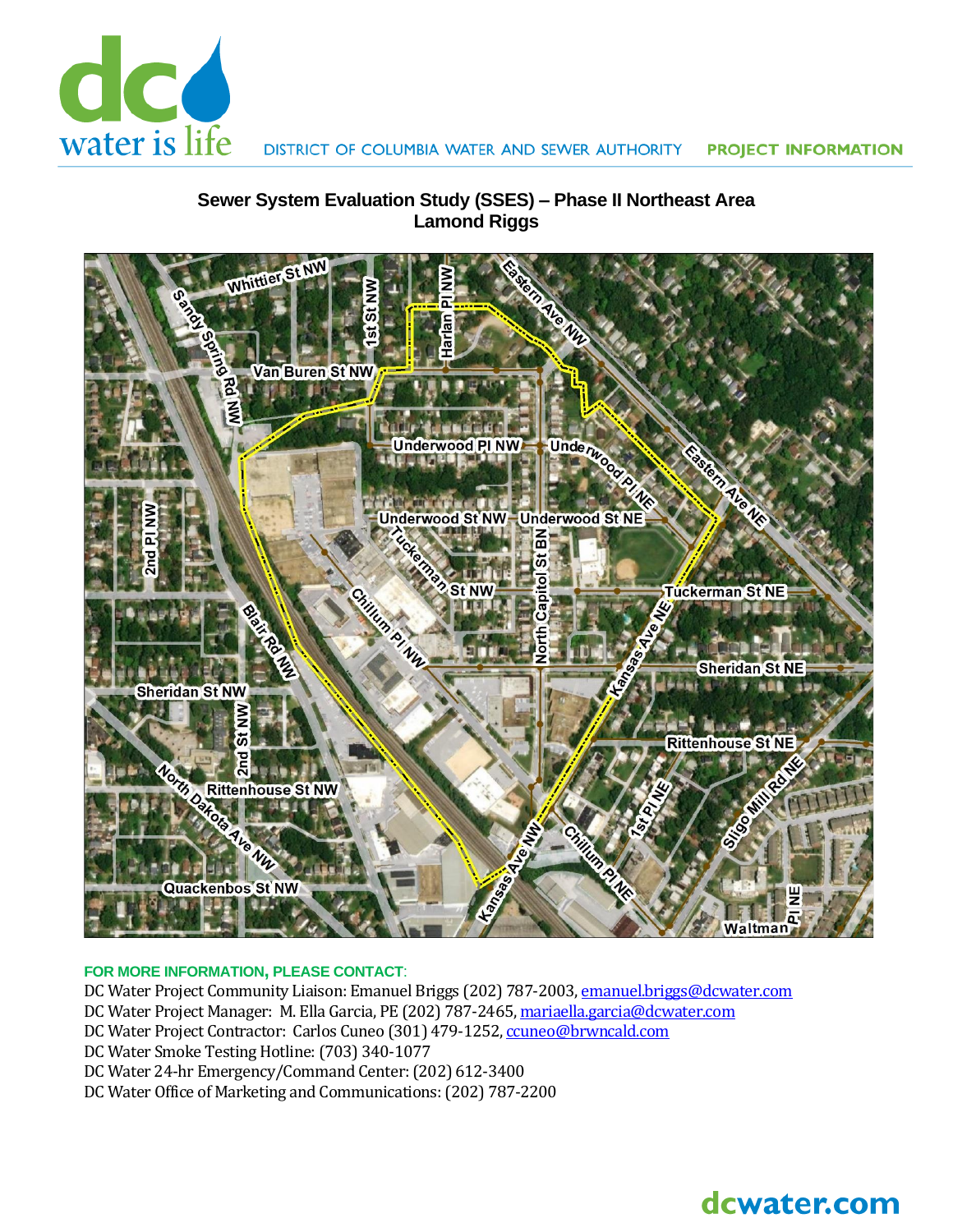DISTRICT OF COLUMBIA WATER AND SEWER AUTHORITY **PROJECT INFORMATION**

## Sewer System Evaluation Study (SSES) – Phase II Northeast Area
## Lamond Riggs

Whittier St NW
Sandy Spring Rd NW
1st St NW
Harlan Pl NW
Eastern Ave NW
Van Buren St NW
Underwood Pl NW
Underwood Pl NE
Eastern Ave NE
2nd Pl NW
Underwood St NW
Underwood St NE
Tuckerman St NW
North Capitol St BN
Tuckerman St NE
Chillum Pl NW
Blair Rd NW
Kansas Ave NE
Sheridan St NE
Sheridan St NW
2nd St NW
Rittenhouse St NE
Rittenhouse St NW
North Dakota Ave NW
1st Pl NE
Sligo Mill Rd NE
Kansas Ave NW
Chillum Pl NE
Quackenbos St NW
Waltman Pl NE

**FOR MORE INFORMATION, PLEASE CONTACT**:

DC Water Project Community Liaison: Emanuel Briggs (202) 787-2003, emanuel.briggs@dcwater.com
DC Water Project Manager: M. Ella Garcia, PE (202) 787-2465, mariaella.garcia@dcwater.com
DC Water Project Contractor: Carlos Cuneo (301) 479-1252, ccuneo@brwncald.com
DC Water Smoke Testing Hotline: (703) 340-1077
DC Water 24-hr Emergency/Command Center: (202) 612-3400
DC Water Office of Marketing and Communications: (202) 787-2200

**dcwater.com**